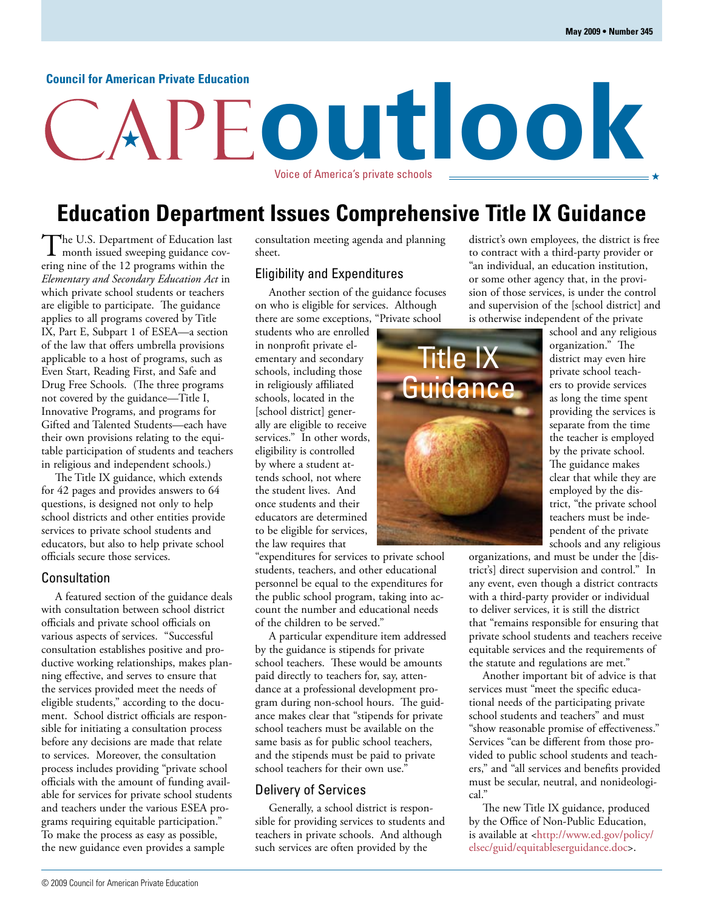Council for American Private Education

# CAPE outlook

Voice of America's private schools

May 2009 • Number 345

## Education Department Issues Comprehensive Title IX Guidance

The U.S. Department of Education last month issued sweeping guidance covering nine of the 12 programs within the *Elementary and Secondary Education Act* in which private school students or teachers are eligible to participate. The guidance applies to all programs covered by Title IX, Part E, Subpart 1 of ESEA—a section of the law that offers umbrella provisions applicable to a host of programs, such as Even Start, Reading First, and Safe and Drug Free Schools. (The three programs not covered by the guidance—Title I, Innovative Programs, and programs for Gifted and Talented Students—each have their own provisions relating to the equitable participation of students and teachers in religious and independent schools.)

The Title IX guidance, which extends for 42 pages and provides answers to 64 questions, is designed not only to help school districts and other entities provide services to private school students and educators, but also to help private school officials secure those services.

### Consultation

A featured section of the guidance deals with consultation between school district officials and private school officials on various aspects of services. "Successful consultation establishes positive and productive working relationships, makes planning effective, and serves to ensure that the services provided meet the needs of eligible students," according to the document. School district officials are responsible for initiating a consultation process before any decisions are made that relate to services. Moreover, the consultation process includes providing "private school officials with the amount of funding available for services for private school students and teachers under the various ESEA programs requiring equitable participation." To make the process as easy as possible, the new guidance even provides a sample consultation meeting agenda and planning sheet.

### Eligibility and Expenditures

Another section of the guidance focuses on who is eligible for services. Although there are some exceptions, "Private school students who are enrolled in nonprofit private elementary and secondary schools, including those in religiously affiliated schools, located in the [school district] generally are eligible to receive services." In other words, eligibility is controlled by where a student attends school, not where the student lives. And once students and their educators are determined to be eligible for services, the law requires that "expenditures for services to private school students, teachers, and other educational personnel be equal to the expenditures for the public school program, taking into account the number and educational needs of the children to be served."

A particular expenditure item addressed by the guidance is stipends for private school teachers. These would be amounts paid directly to teachers for, say, attendance at a professional development program during non-school hours. The guidance makes clear that "stipends for private school teachers must be available on the same basis as for public school teachers, and the stipends must be paid to private school teachers for their own use."

### Delivery of Services

Generally, a school district is responsible for providing services to students and teachers in private schools. And although such services are often provided by the district's own employees, the district is free to contract with a third-party provider or "an individual, an education institution, or some other agency that, in the provision of those services, is under the control and supervision of the [school district] and is otherwise independent of the private school and any religious organization." The district may even hire private school teachers to provide services as long the time spent providing the services is separate from the time the teacher is employed by the private school. The guidance makes clear that while they are employed by the district, "the private school teachers must be independent of the private schools and any religious organizations, and must be under the [district's] direct supervision and control." In any event, even though a district contracts with a third-party provider or individual to deliver services, it is still the district that "remains responsible for ensuring that private school students and teachers receive equitable services and the requirements of the statute and regulations are met."

Another important bit of advice is that services must "meet the specific educational needs of the participating private school students and teachers" and must "show reasonable promise of effectiveness." Services "can be different from those provided to public school students and teachers," and "all services and benefits provided must be secular, neutral, and nonideological."

The new Title IX guidance, produced by the Office of Non-Public Education, is available at <http://www.ed.gov/policy/elsec/guid/equitableserguidance.doc>.

© 2009 Council for American Private Education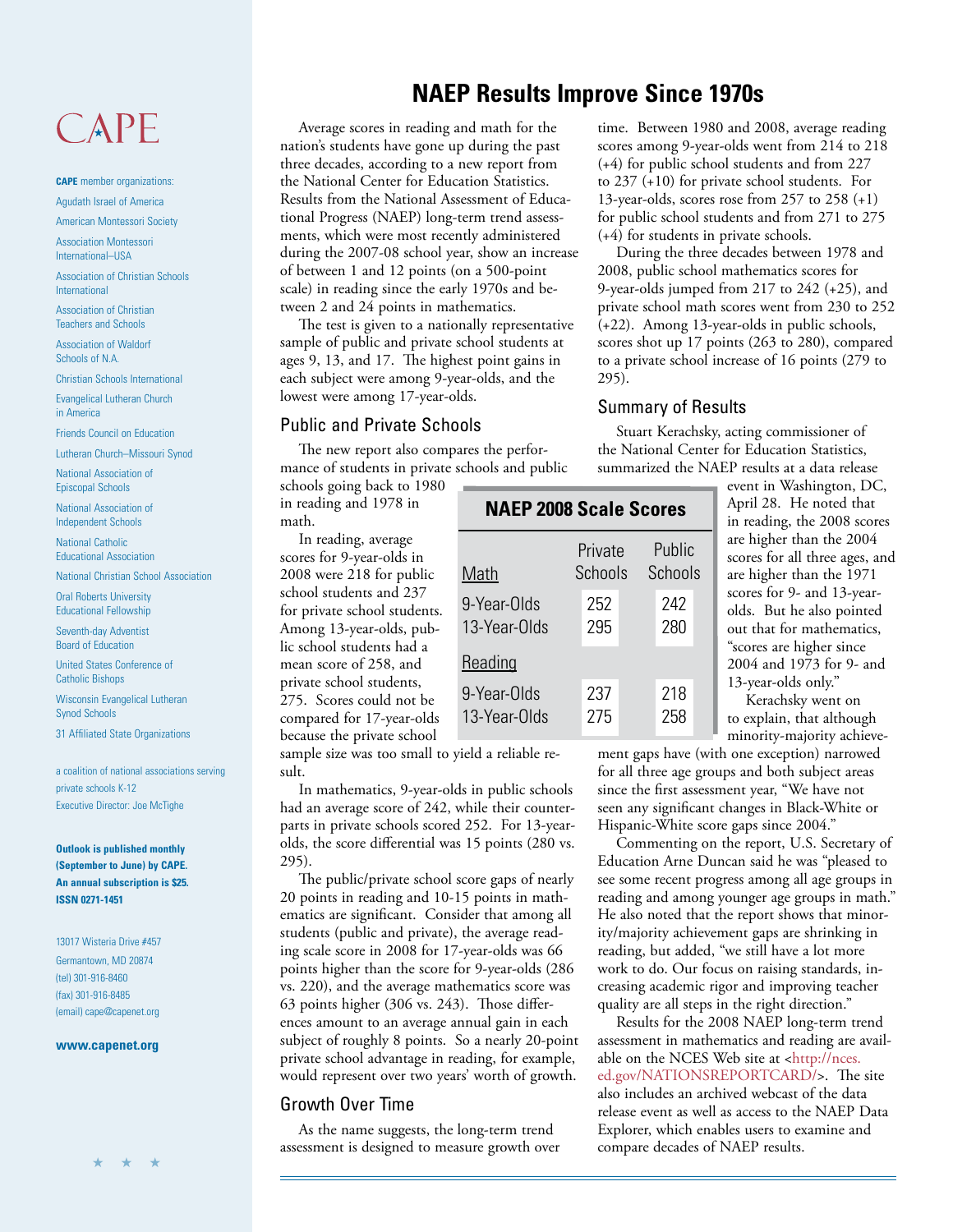# NAEP Results Improve Since 1970s

Average scores in reading and math for the nation's students have gone up during the past three decades, according to a new report from the National Center for Education Statistics. Results from the National Assessment of Educational Progress (NAEP) long-term trend assessments, which were most recently administered during the 2007-08 school year, show an increase of between 1 and 12 points (on a 500-point scale) in reading since the early 1970s and between 2 and 24 points in mathematics.

The test is given to a nationally representative sample of public and private school students at ages 9, 13, and 17. The highest point gains in each subject were among 9-year-olds, and the lowest were among 17-year-olds.

## Public and Private Schools

The new report also compares the performance of students in private schools and public schools going back to 1980 in reading and 1978 in math.

In reading, average scores for 9-year-olds in 2008 were 218 for public school students and 237 for private school students. Among 13-year-olds, public school students had a mean score of 258, and private school students, 275. Scores could not be compared for 17-year-olds because the private school sample size was too small to yield a reliable result.

**NAEP 2008 Scale Scores**

| Math | Private Schools | Public Schools |
|---|---|---|
| 9-Year-Olds | 252 | 242 |
| 13-Year-Olds | 295 | 280 |
| **Reading** | | |
| 9-Year-Olds | 237 | 218 |
| 13-Year-Olds | 275 | 258 |

In mathematics, 9-year-olds in public schools had an average score of 242, while their counterparts in private schools scored 252. For 13-year-olds, the score differential was 15 points (280 vs. 295).

The public/private school score gaps of nearly 20 points in reading and 10-15 points in mathematics are significant. Consider that among all students (public and private), the average reading scale score in 2008 for 17-year-olds was 66 points higher than the score for 9-year-olds (286 vs. 220), and the average mathematics score was 63 points higher (306 vs. 243). Those differences amount to an average annual gain in each subject of roughly 8 points. So a nearly 20-point private school advantage in reading, for example, would represent over two years' worth of growth.

## Growth Over Time

As the name suggests, the long-term trend assessment is designed to measure growth over time. Between 1980 and 2008, average reading scores among 9-year-olds went from 214 to 218 (+4) for public school students and from 227 to 237 (+10) for private school students. For 13-year-olds, scores rose from 257 to 258 (+1) for public school students and from 271 to 275 (+4) for students in private schools.

During the three decades between 1978 and 2008, public school mathematics scores for 9-year-olds jumped from 217 to 242 (+25), and private school math scores went from 230 to 252 (+22). Among 13-year-olds in public schools, scores shot up 17 points (263 to 280), compared to a private school increase of 16 points (279 to 295).

## Summary of Results

Stuart Kerachsky, acting commissioner of the National Center for Education Statistics, summarized the NAEP results at a data release event in Washington, DC, April 28. He noted that in reading, the 2008 scores are higher than the 2004 scores for all three ages, and are higher than the 1971 scores for 9- and 13-year-olds. But he also pointed out that for mathematics, "scores are higher since 2004 and 1973 for 9- and 13-year-olds only."

Kerachsky went on to explain, that although minority-majority achievement gaps have (with one exception) narrowed for all three age groups and both subject areas since the first assessment year, "We have not seen any significant changes in Black-White or Hispanic-White score gaps since 2004."

Commenting on the report, U.S. Secretary of Education Arne Duncan said he was "pleased to see some recent progress among all age groups in reading and among younger age groups in math." He also noted that the report shows that minority/majority achievement gaps are shrinking in reading, but added, "we still have a lot more work to do. Our focus on raising standards, increasing academic rigor and improving teacher quality are all steps in the right direction."

Results for the 2008 NAEP long-term trend assessment in mathematics and reading are available on the NCES Web site at <http://nces.ed.gov/NATIONSREPORTCARD/>. The site also includes an archived webcast of the data release event as well as access to the NAEP Data Explorer, which enables users to examine and compare decades of NAEP results.

CAPE

**CAPE** member organizations:

- Agudath Israel of America
- American Montessori Society
- Association Montessori International–USA
- Association of Christian Schools International
- Association of Christian Teachers and Schools
- Association of Waldorf Schools of N.A.
- Christian Schools International
- Evangelical Lutheran Church in America
- Friends Council on Education
- Lutheran Church–Missouri Synod
- National Association of Episcopal Schools
- National Association of Independent Schools
- National Catholic Educational Association
- National Christian School Association
- Oral Roberts University Educational Fellowship
- Seventh-day Adventist Board of Education
- United States Conference of Catholic Bishops
- Wisconsin Evangelical Lutheran Synod Schools
- 31 Affiliated State Organizations

a coalition of national associations serving private schools K-12

Executive Director: Joe McTighe

**Outlook is published monthly (September to June) by CAPE. An annual subscription is $25. ISSN 0271-1451**

13017 Wisteria Drive #457
Germantown, MD 20874
(tel) 301-916-8460
(fax) 301-916-8485
(email) cape@capenet.org

**www.capenet.org**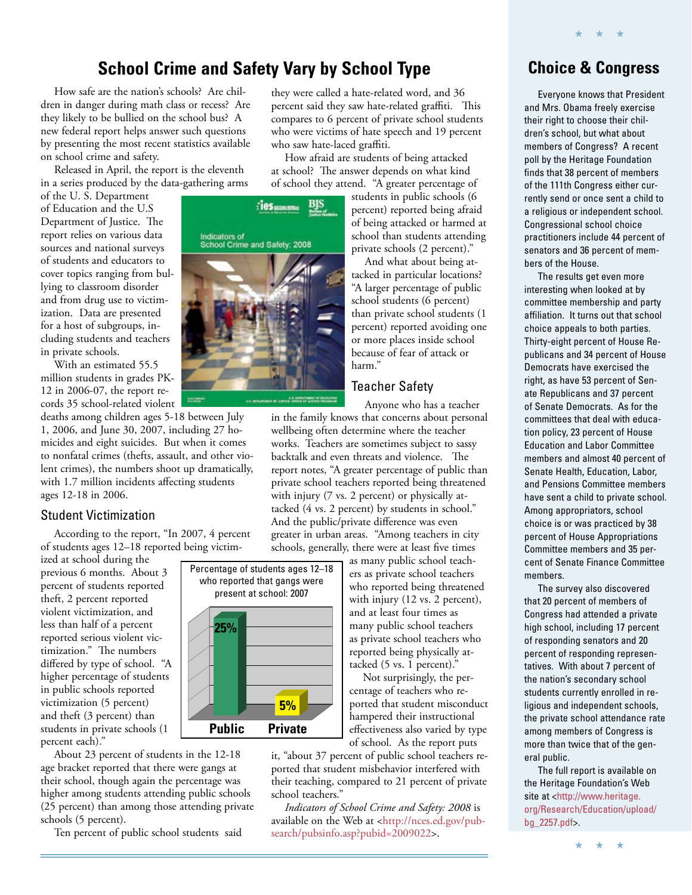# School Crime and Safety Vary by School Type

How safe are the nation's schools? Are children in danger during math class or recess? Are they likely to be bullied on the school bus? A new federal report helps answer such questions by presenting the most recent statistics available on school crime and safety.

Released in April, the report is the eleventh in a series produced by the data-gathering arms of the U. S. Department of Education and the U.S Department of Justice. The report relies on various data sources and national surveys of students and educators to cover topics ranging from bullying to classroom disorder and from drug use to victimization. Data are presented for a host of subgroups, including students and teachers in private schools.

With an estimated 55.5 million students in grades PK-12 in 2006-07, the report records 35 school-related violent deaths among children ages 5-18 between July 1, 2006, and June 30, 2007, including 27 homicides and eight suicides. But when it comes to nonfatal crimes (thefts, assault, and other violent crimes), the numbers shoot up dramatically, with 1.7 million incidents affecting students ages 12-18 in 2006.

## Student Victimization

According to the report, "In 2007, 4 percent of students ages 12–18 reported being victimized at school during the previous 6 months. About 3 percent of students reported theft, 2 percent reported violent victimization, and less than half of a percent reported serious violent victimization." The numbers differed by type of school. "A higher percentage of students in public schools reported victimization (5 percent) and theft (3 percent) than students in private schools (1 percent each)."

Percentage of students ages 12–18 who reported that gangs were present at school: 2007

| Public | Private |
|---|---|
| 25% | 5% |

About 23 percent of students in the 12-18 age bracket reported that there were gangs at their school, though again the percentage was higher among students attending public schools (25 percent) than among those attending private schools (5 percent).

Ten percent of public school students said they were called a hate-related word, and 36 percent said they saw hate-related graffiti. This compares to 6 percent of private school students who were victims of hate speech and 19 percent who saw hate-laced graffiti.

How afraid are students of being attacked at school? The answer depends on what kind of school they attend. "A greater percentage of students in public schools (6 percent) reported being afraid of being attacked or harmed at school than students attending private schools (2 percent)."

And what about being attacked in particular locations? "A larger percentage of public school students (6 percent) than private school students (1 percent) reported avoiding one or more places inside school because of fear of attack or harm."

## Teacher Safety

Anyone who has a teacher in the family knows that concerns about personal wellbeing often determine where the teacher works. Teachers are sometimes subject to sassy backtalk and even threats and violence. The report notes, "A greater percentage of public than private school teachers reported being threatened with injury (7 vs. 2 percent) or physically attacked (4 vs. 2 percent) by students in school." And the public/private difference was even greater in urban areas. "Among teachers in city schools, generally, there were at least five times as many public school teachers as private school teachers who reported being threatened with injury (12 vs. 2 percent), and at least four times as many public school teachers as private school teachers who reported being physically attacked (5 vs. 1 percent)."

Not surprisingly, the percentage of teachers who reported that student misconduct hampered their instructional effectiveness also varied by type of school. As the report puts it, "about 37 percent of public school teachers reported that student misbehavior interfered with their teaching, compared to 21 percent of private school teachers."

*Indicators of School Crime and Safety: 2008* is available on the Web at <http://nces.ed.gov/pubsearch/pubsinfo.asp?pubid=2009022>.

## Choice & Congress

Everyone knows that President and Mrs. Obama freely exercise their right to choose their children's school, but what about members of Congress? A recent poll by the Heritage Foundation finds that 38 percent of members of the 111th Congress either currently send or once sent a child to a religious or independent school. Congressional school choice practitioners include 44 percent of senators and 36 percent of members of the House.

The results get even more interesting when looked at by committee membership and party affiliation. It turns out that school choice appeals to both parties. Thirty-eight percent of House Republicans and 34 percent of House Democrats have exercised the right, as have 53 percent of Senate Republicans and 37 percent of Senate Democrats. As for the committees that deal with education policy, 23 percent of House Education and Labor Committee members and almost 40 percent of Senate Health, Education, Labor, and Pensions Committee members have sent a child to private school. Among appropriators, school choice is or was practiced by 38 percent of House Appropriations Committee members and 35 percent of Senate Finance Committee members.

The survey also discovered that 20 percent of members of Congress had attended a private high school, including 17 percent of responding senators and 20 percent of responding representatives. With about 7 percent of the nation's secondary school students currently enrolled in religious and independent schools, the private school attendance rate among members of Congress is more than twice that of the general public.

The full report is available on the Heritage Foundation's Web site at <http://www.heritage.org/Research/Education/upload/bg_2257.pdf>.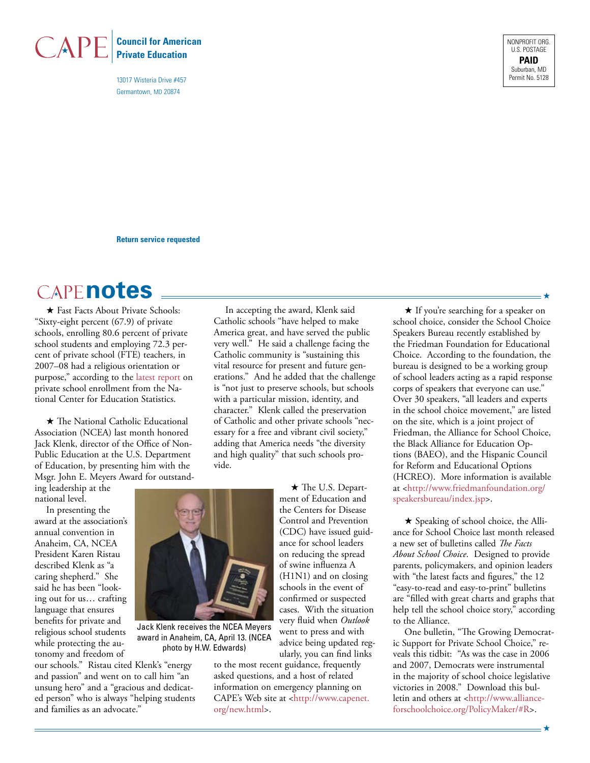CAPE | Council for American Private Education

13017 Wisteria Drive #457
Germantown, MD 20874

NONPROFIT ORG.
U.S. POSTAGE
**PAID**
Suburban, MD
Permit No. 5128

**Return service requested**

# CAPE notes

★ Fast Facts About Private Schools: "Sixty-eight percent (67.9) of private schools, enrolling 80.6 percent of private school students and employing 72.3 percent of private school (FTE) teachers, in 2007–08 had a religious orientation or purpose," according to the latest report on private school enrollment from the National Center for Education Statistics.

★ The National Catholic Educational Association (NCEA) last month honored Jack Klenk, director of the Office of Non-Public Education at the U.S. Department of Education, by presenting him with the Msgr. John E. Meyers Award for outstanding leadership at the national level.

In presenting the award at the association's annual convention in Anaheim, CA, NCEA President Karen Ristau described Klenk as "a caring shepherd." She said he has been "looking out for us… crafting language that ensures benefits for private and religious school students while protecting the autonomy and freedom of our schools." Ristau cited Klenk's "energy and passion" and went on to call him "an unsung hero" and a "gracious and dedicated person" who is always "helping students and families as an advocate."

Jack Klenk receives the NCEA Meyers award in Anaheim, CA, April 13. (NCEA photo by H.W. Edwards)

In accepting the award, Klenk said Catholic schools "have helped to make America great, and have served the public very well." He said a challenge facing the Catholic community is "sustaining this vital resource for present and future generations." And he added that the challenge is "not just to preserve schools, but schools with a particular mission, identity, and character." Klenk called the preservation of Catholic and other private schools "necessary for a free and vibrant civil society," adding that America needs "the diversity and high quality" that such schools provide.

★ The U.S. Department of Education and the Centers for Disease Control and Prevention (CDC) have issued guidance for school leaders on reducing the spread of swine influenza A (H1N1) and on closing schools in the event of confirmed or suspected cases. With the situation very fluid when *Outlook* went to press and with advice being updated regularly, you can find links to the most recent guidance, frequently asked questions, and a host of related information on emergency planning on CAPE's Web site at <http://www.capenet.org/new.html>.

★ If you're searching for a speaker on school choice, consider the School Choice Speakers Bureau recently established by the Friedman Foundation for Educational Choice. According to the foundation, the bureau is designed to be a working group of school leaders acting as a rapid response corps of speakers that everyone can use." Over 30 speakers, "all leaders and experts in the school choice movement," are listed on the site, which is a joint project of Friedman, the Alliance for School Choice, the Black Alliance for Education Options (BAEO), and the Hispanic Council for Reform and Educational Options (HCREO). More information is available at <http://www.friedmanfoundation.org/speakersbureau/index.jsp>.

★ Speaking of school choice, the Alliance for School Choice last month released a new set of bulletins called *The Facts About School Choice*. Designed to provide parents, policymakers, and opinion leaders with "the latest facts and figures," the 12 "easy-to-read and easy-to-print" bulletins are "filled with great charts and graphs that help tell the school choice story," according to the Alliance.

One bulletin, "The Growing Democratic Support for Private School Choice," reveals this tidbit: "As was the case in 2006 and 2007, Democrats were instrumental in the majority of school choice legislative victories in 2008." Download this bulletin and others at <http://www.allianceforschoolchoice.org/PolicyMaker/#R>.